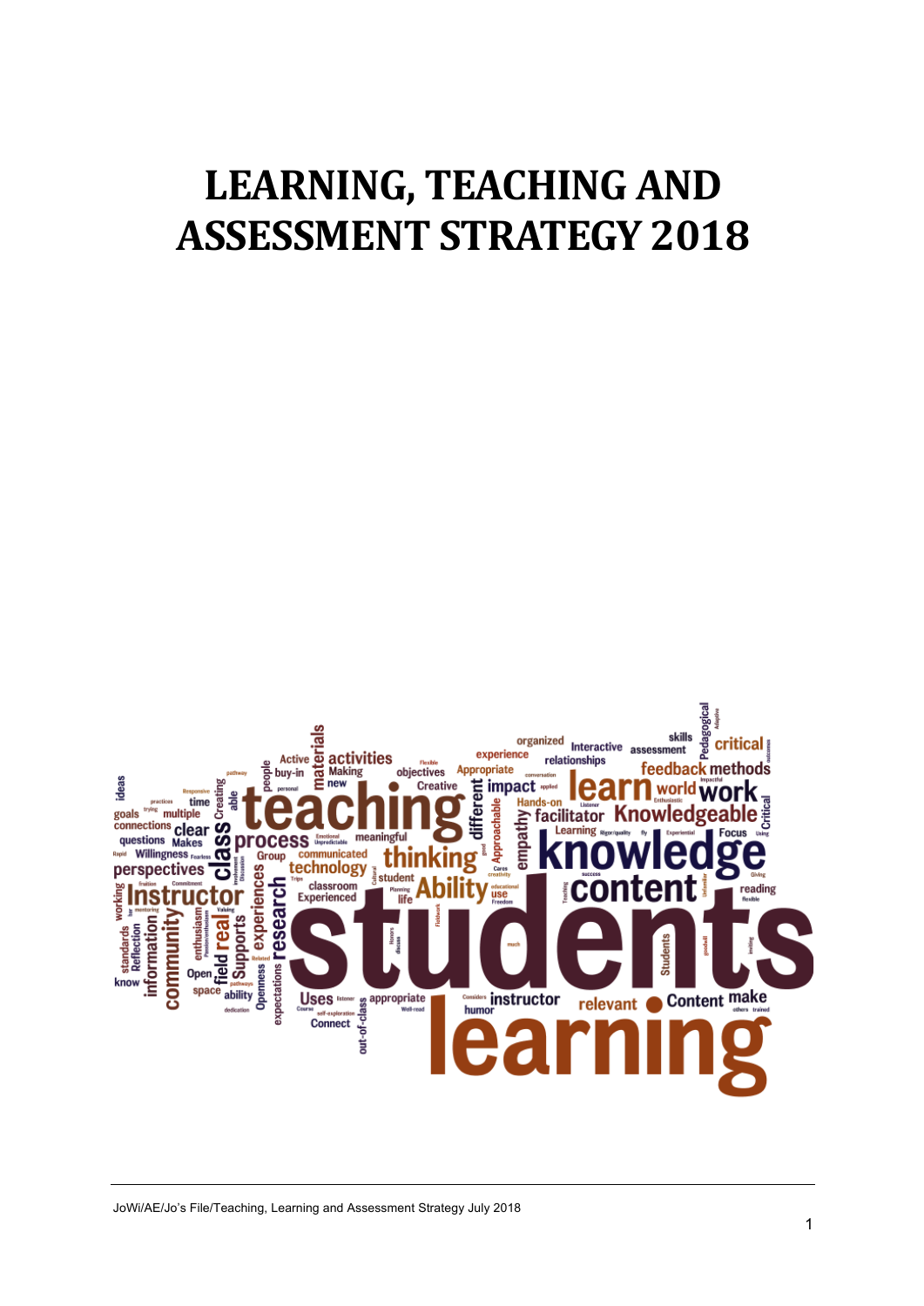# LEARNING, TEACHING AND ASSESSMENT STRATEGY 2018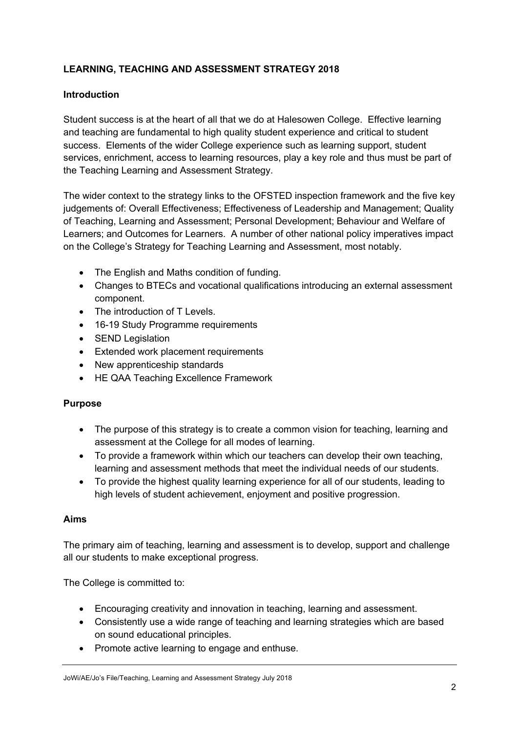**LEARNING, TEACHING AND ASSESSMENT STRATEGY 2018**

**Introduction**

Student success is at the heart of all that we do at Halesowen College. Effective learning and teaching are fundamental to high quality student experience and critical to student success. Elements of the wider College experience such as learning support, student services, enrichment, access to learning resources, play a key role and thus must be part of the Teaching Learning and Assessment Strategy.

The wider context to the strategy links to the OFSTED inspection framework and the five key judgements of: Overall Effectiveness; Effectiveness of Leadership and Management; Quality of Teaching, Learning and Assessment; Personal Development; Behaviour and Welfare of Learners; and Outcomes for Learners. A number of other national policy imperatives impact on the College's Strategy for Teaching Learning and Assessment, most notably.

- The English and Maths condition of funding.
- Changes to BTECs and vocational qualifications introducing an external assessment component.
- The introduction of T Levels.
- 16-19 Study Programme requirements
- SEND Legislation
- Extended work placement requirements
- New apprenticeship standards
- HE QAA Teaching Excellence Framework

**Purpose**

- The purpose of this strategy is to create a common vision for teaching, learning and assessment at the College for all modes of learning.
- To provide a framework within which our teachers can develop their own teaching, learning and assessment methods that meet the individual needs of our students.
- To provide the highest quality learning experience for all of our students, leading to high levels of student achievement, enjoyment and positive progression.

**Aims**

The primary aim of teaching, learning and assessment is to develop, support and challenge all our students to make exceptional progress.

The College is committed to:

- Encouraging creativity and innovation in teaching, learning and assessment.
- Consistently use a wide range of teaching and learning strategies which are based on sound educational principles.
- Promote active learning to engage and enthuse.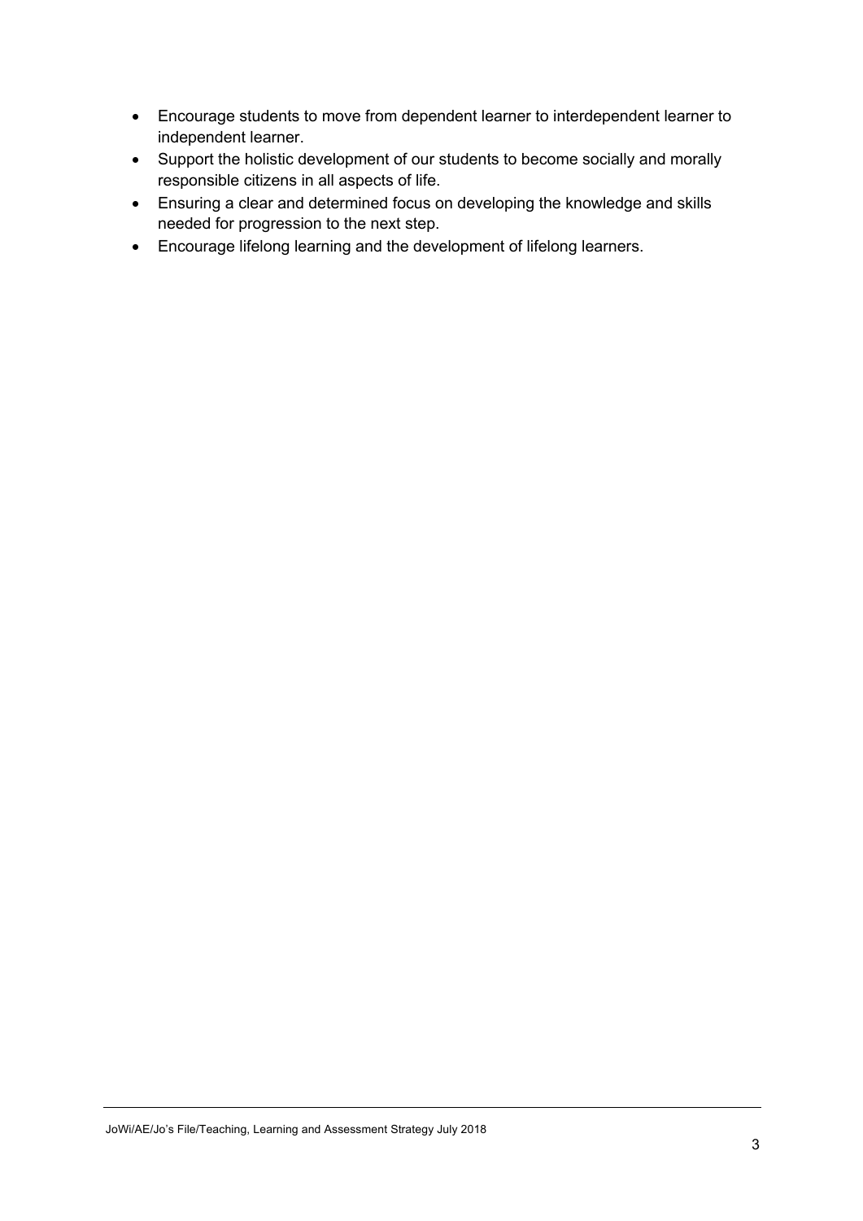- Encourage students to move from dependent learner to interdependent learner to independent learner.
- Support the holistic development of our students to become socially and morally responsible citizens in all aspects of life.
- Ensuring a clear and determined focus on developing the knowledge and skills needed for progression to the next step.
- Encourage lifelong learning and the development of lifelong learners.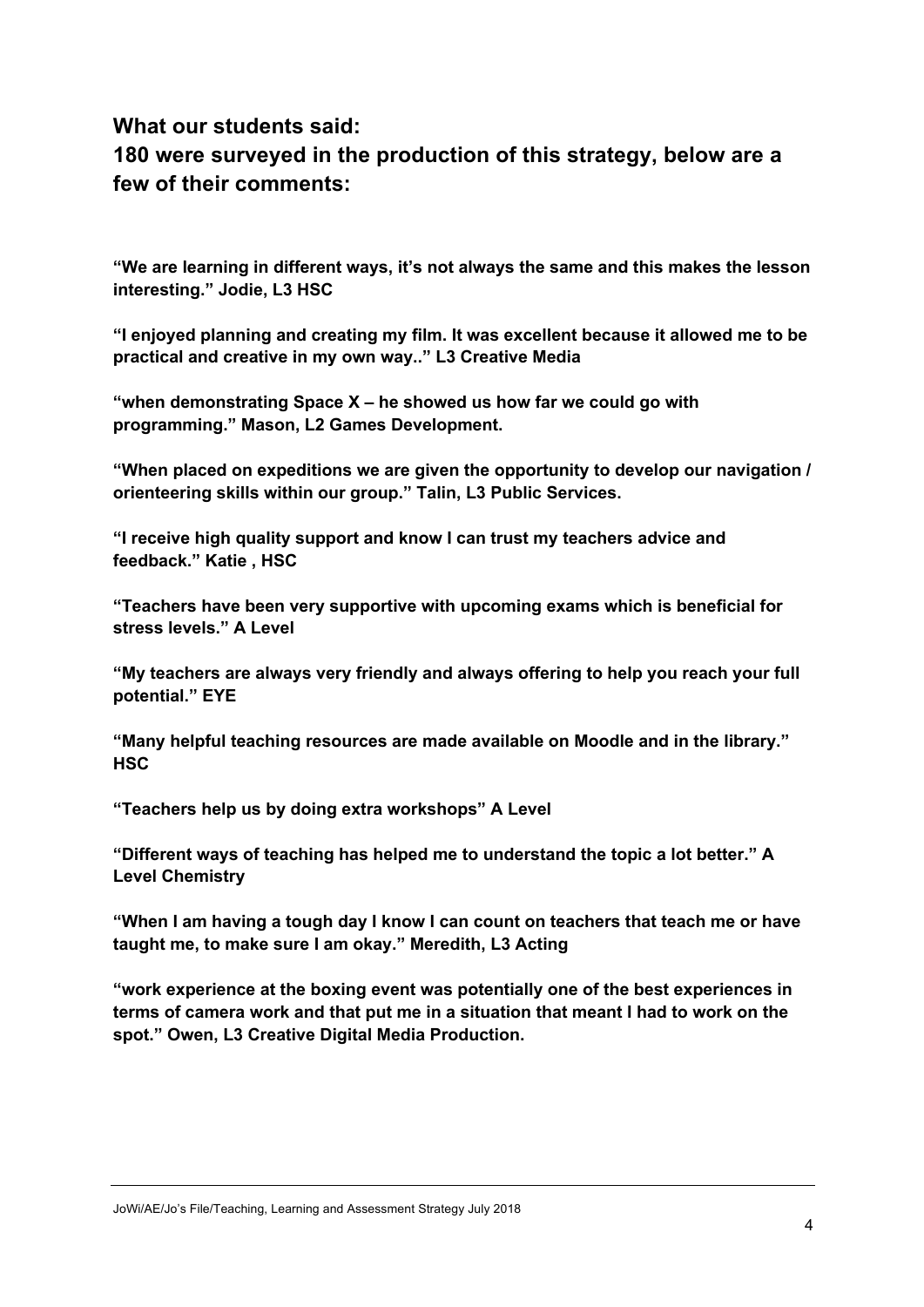## What our students said:
## 180 were surveyed in the production of this strategy, below are a few of their comments:

**"We are learning in different ways, it's not always the same and this makes the lesson interesting." Jodie, L3 HSC**

**"I enjoyed planning and creating my film. It was excellent because it allowed me to be practical and creative in my own way.." L3 Creative Media**

**"when demonstrating Space X – he showed us how far we could go with programming." Mason, L2 Games Development.**

**"When placed on expeditions we are given the opportunity to develop our navigation / orienteering skills within our group." Talin, L3 Public Services.**

**"I receive high quality support and know I can trust my teachers advice and feedback." Katie , HSC**

**"Teachers have been very supportive with upcoming exams which is beneficial for stress levels." A Level**

**"My teachers are always very friendly and always offering to help you reach your full potential." EYE**

**"Many helpful teaching resources are made available on Moodle and in the library." HSC**

**"Teachers help us by doing extra workshops" A Level**

**"Different ways of teaching has helped me to understand the topic a lot better." A Level Chemistry**

**"When I am having a tough day I know I can count on teachers that teach me or have taught me, to make sure I am okay." Meredith, L3 Acting**

**"work experience at the boxing event was potentially one of the best experiences in terms of camera work and that put me in a situation that meant I had to work on the spot." Owen, L3 Creative Digital Media Production.**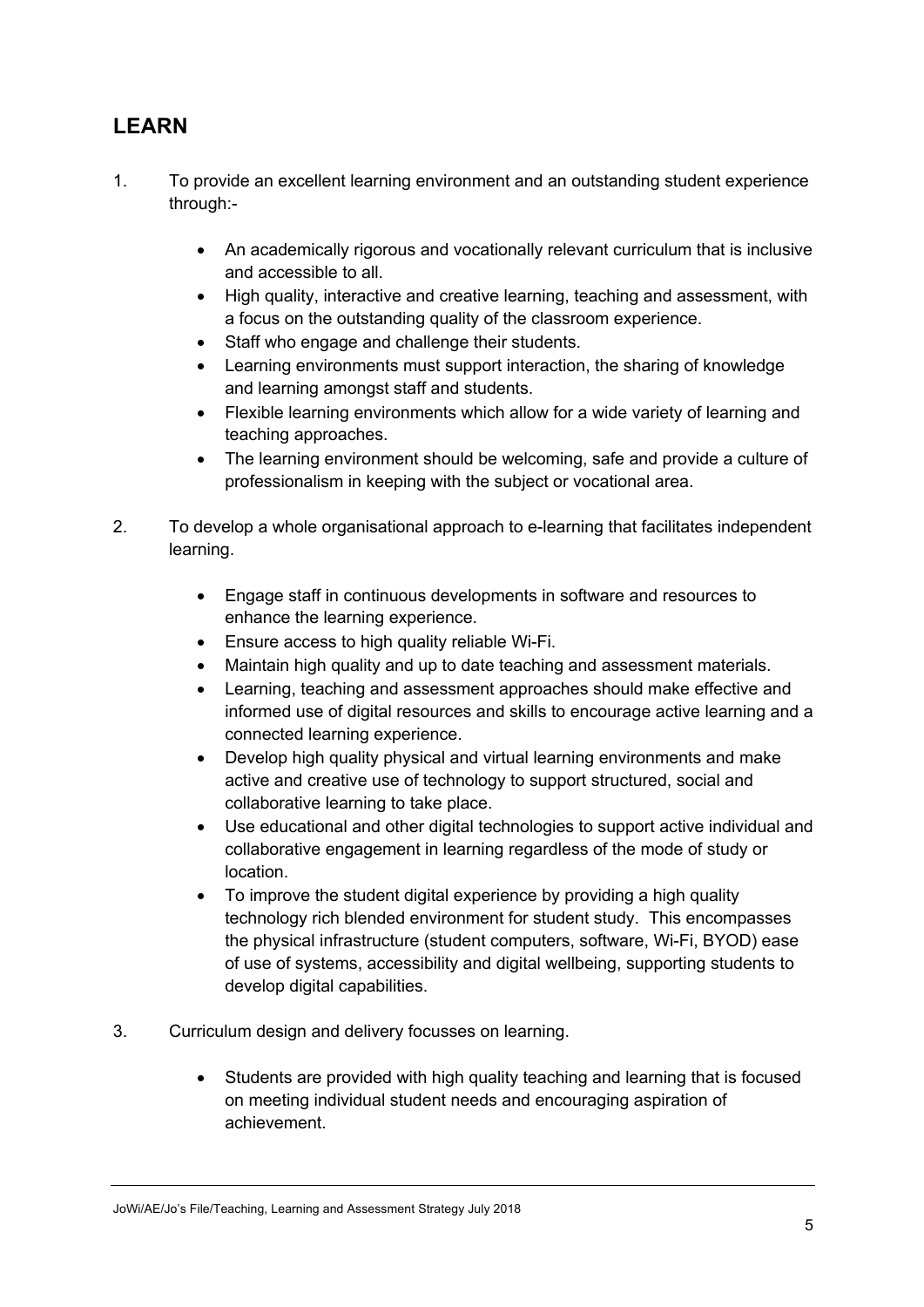## LEARN

1. To provide an excellent learning environment and an outstanding student experience through:-

    - An academically rigorous and vocationally relevant curriculum that is inclusive and accessible to all.
    - High quality, interactive and creative learning, teaching and assessment, with a focus on the outstanding quality of the classroom experience.
    - Staff who engage and challenge their students.
    - Learning environments must support interaction, the sharing of knowledge and learning amongst staff and students.
    - Flexible learning environments which allow for a wide variety of learning and teaching approaches.
    - The learning environment should be welcoming, safe and provide a culture of professionalism in keeping with the subject or vocational area.

2. To develop a whole organisational approach to e-learning that facilitates independent learning.

    - Engage staff in continuous developments in software and resources to enhance the learning experience.
    - Ensure access to high quality reliable Wi-Fi.
    - Maintain high quality and up to date teaching and assessment materials.
    - Learning, teaching and assessment approaches should make effective and informed use of digital resources and skills to encourage active learning and a connected learning experience.
    - Develop high quality physical and virtual learning environments and make active and creative use of technology to support structured, social and collaborative learning to take place.
    - Use educational and other digital technologies to support active individual and collaborative engagement in learning regardless of the mode of study or location.
    - To improve the student digital experience by providing a high quality technology rich blended environment for student study. This encompasses the physical infrastructure (student computers, software, Wi-Fi, BYOD) ease of use of systems, accessibility and digital wellbeing, supporting students to develop digital capabilities.

3. Curriculum design and delivery focusses on learning.

    - Students are provided with high quality teaching and learning that is focused on meeting individual student needs and encouraging aspiration of achievement.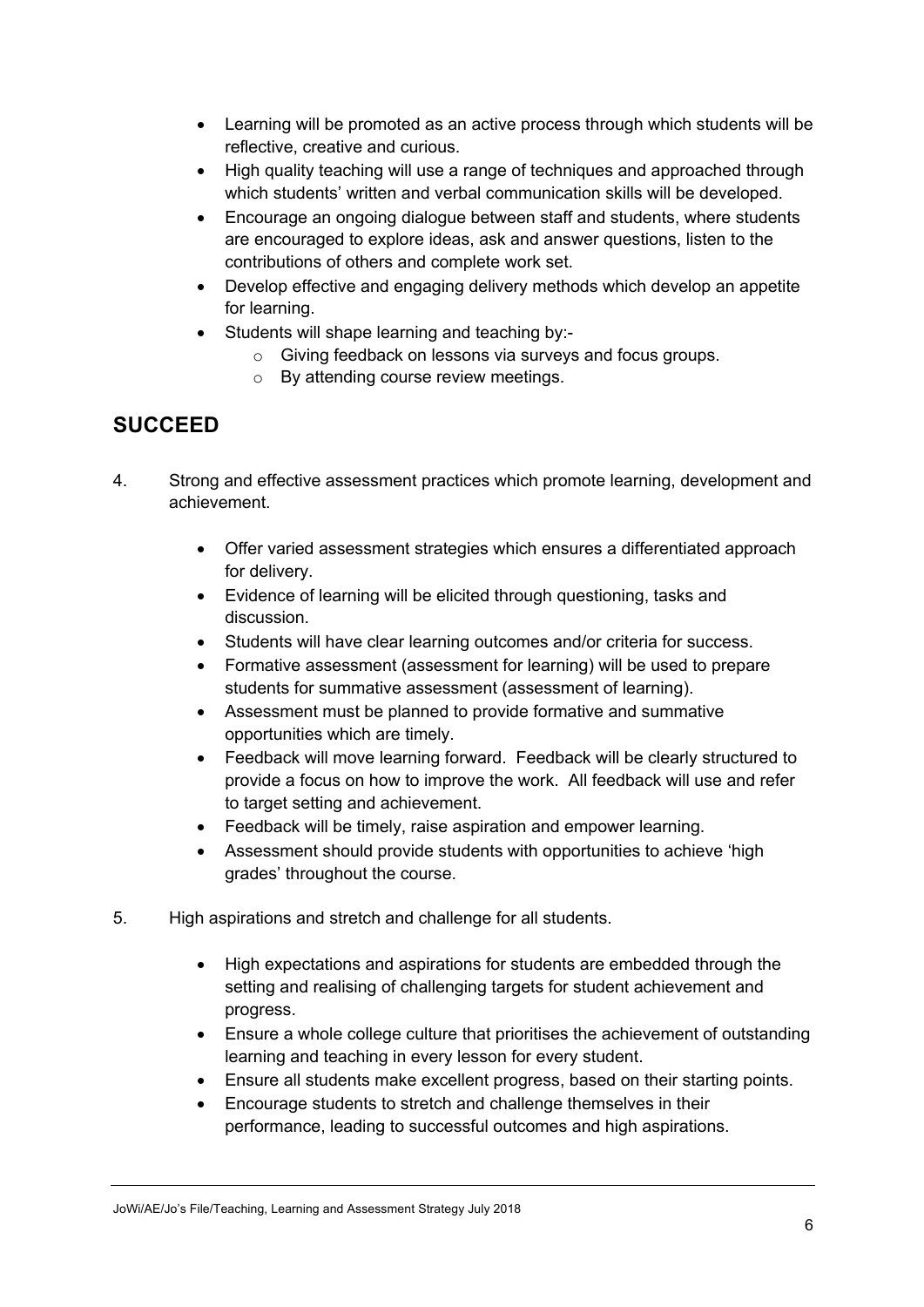- Learning will be promoted as an active process through which students will be reflective, creative and curious.
- High quality teaching will use a range of techniques and approached through which students' written and verbal communication skills will be developed.
- Encourage an ongoing dialogue between staff and students, where students are encouraged to explore ideas, ask and answer questions, listen to the contributions of others and complete work set.
- Develop effective and engaging delivery methods which develop an appetite for learning.
- Students will shape learning and teaching by:-
  - Giving feedback on lessons via surveys and focus groups.
  - By attending course review meetings.

## SUCCEED

4. Strong and effective assessment practices which promote learning, development and achievement.

   - Offer varied assessment strategies which ensures a differentiated approach for delivery.
   - Evidence of learning will be elicited through questioning, tasks and discussion.
   - Students will have clear learning outcomes and/or criteria for success.
   - Formative assessment (assessment for learning) will be used to prepare students for summative assessment (assessment of learning).
   - Assessment must be planned to provide formative and summative opportunities which are timely.
   - Feedback will move learning forward. Feedback will be clearly structured to provide a focus on how to improve the work. All feedback will use and refer to target setting and achievement.
   - Feedback will be timely, raise aspiration and empower learning.
   - Assessment should provide students with opportunities to achieve 'high grades' throughout the course.

5. High aspirations and stretch and challenge for all students.

   - High expectations and aspirations for students are embedded through the setting and realising of challenging targets for student achievement and progress.
   - Ensure a whole college culture that prioritises the achievement of outstanding learning and teaching in every lesson for every student.
   - Ensure all students make excellent progress, based on their starting points.
   - Encourage students to stretch and challenge themselves in their performance, leading to successful outcomes and high aspirations.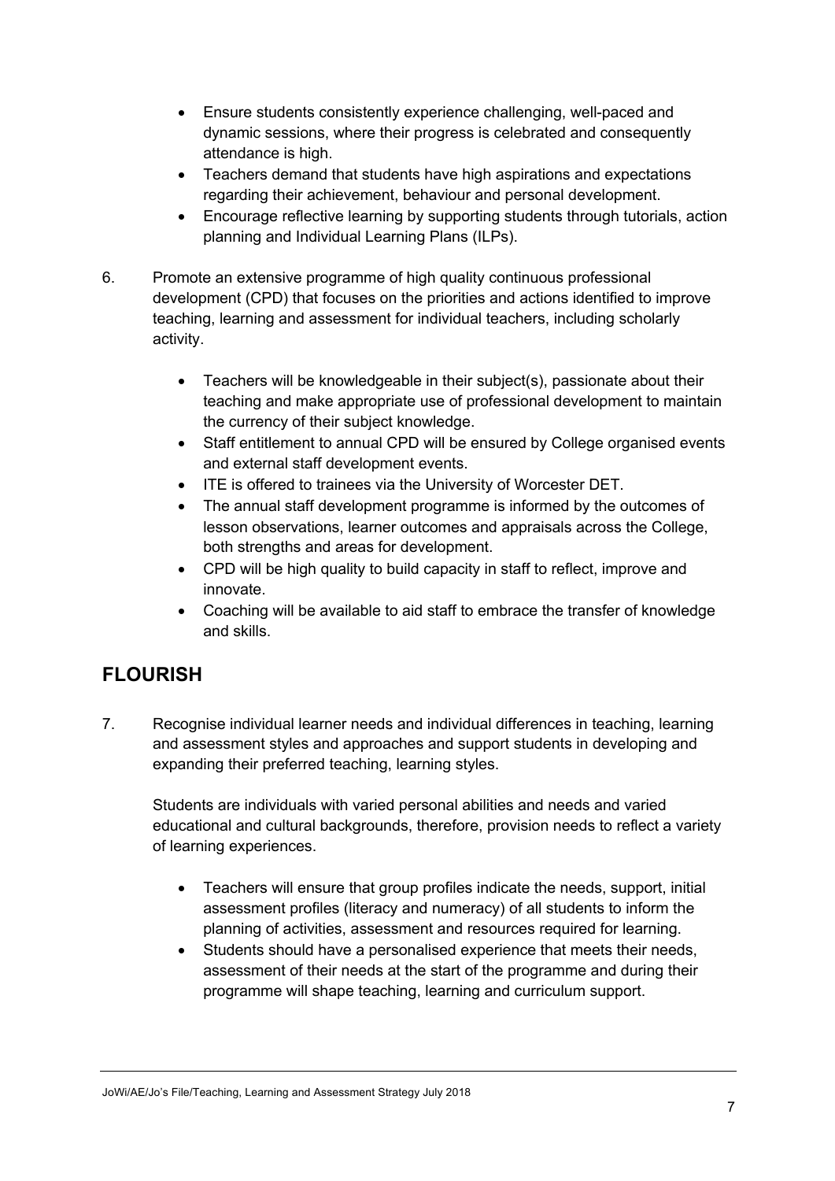- Ensure students consistently experience challenging, well-paced and dynamic sessions, where their progress is celebrated and consequently attendance is high.
- Teachers demand that students have high aspirations and expectations regarding their achievement, behaviour and personal development.
- Encourage reflective learning by supporting students through tutorials, action planning and Individual Learning Plans (ILPs).

6. Promote an extensive programme of high quality continuous professional development (CPD) that focuses on the priorities and actions identified to improve teaching, learning and assessment for individual teachers, including scholarly activity.

    - Teachers will be knowledgeable in their subject(s), passionate about their teaching and make appropriate use of professional development to maintain the currency of their subject knowledge.
    - Staff entitlement to annual CPD will be ensured by College organised events and external staff development events.
    - ITE is offered to trainees via the University of Worcester DET.
    - The annual staff development programme is informed by the outcomes of lesson observations, learner outcomes and appraisals across the College, both strengths and areas for development.
    - CPD will be high quality to build capacity in staff to reflect, improve and innovate.
    - Coaching will be available to aid staff to embrace the transfer of knowledge and skills.

## FLOURISH

7. Recognise individual learner needs and individual differences in teaching, learning and assessment styles and approaches and support students in developing and expanding their preferred teaching, learning styles.

    Students are individuals with varied personal abilities and needs and varied educational and cultural backgrounds, therefore, provision needs to reflect a variety of learning experiences.

    - Teachers will ensure that group profiles indicate the needs, support, initial assessment profiles (literacy and numeracy) of all students to inform the planning of activities, assessment and resources required for learning.
    - Students should have a personalised experience that meets their needs, assessment of their needs at the start of the programme and during their programme will shape teaching, learning and curriculum support.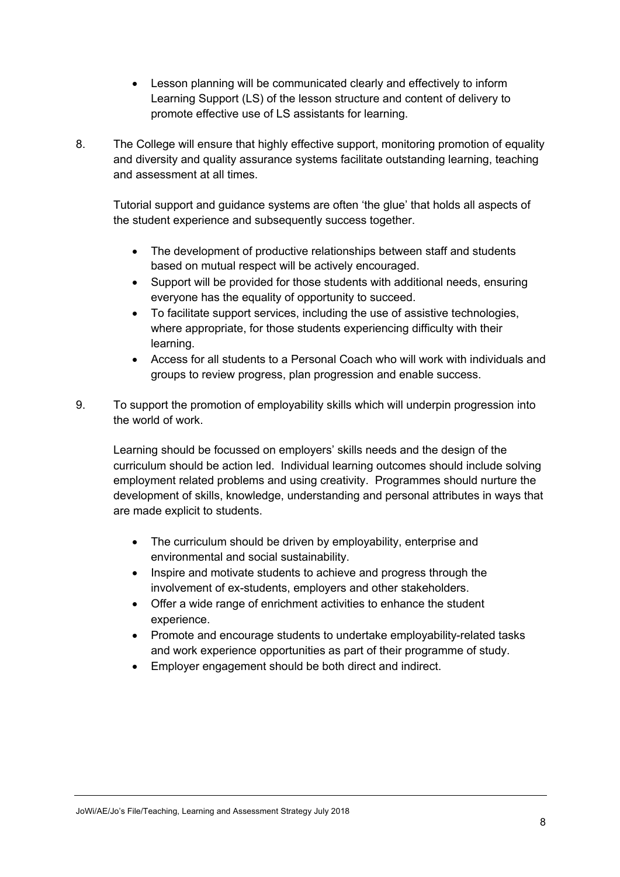- Lesson planning will be communicated clearly and effectively to inform Learning Support (LS) of the lesson structure and content of delivery to promote effective use of LS assistants for learning.

8. The College will ensure that highly effective support, monitoring promotion of equality and diversity and quality assurance systems facilitate outstanding learning, teaching and assessment at all times.

   Tutorial support and guidance systems are often 'the glue' that holds all aspects of the student experience and subsequently success together.

   - The development of productive relationships between staff and students based on mutual respect will be actively encouraged.
   - Support will be provided for those students with additional needs, ensuring everyone has the equality of opportunity to succeed.
   - To facilitate support services, including the use of assistive technologies, where appropriate, for those students experiencing difficulty with their learning.
   - Access for all students to a Personal Coach who will work with individuals and groups to review progress, plan progression and enable success.

9. To support the promotion of employability skills which will underpin progression into the world of work.

   Learning should be focussed on employers' skills needs and the design of the curriculum should be action led. Individual learning outcomes should include solving employment related problems and using creativity. Programmes should nurture the development of skills, knowledge, understanding and personal attributes in ways that are made explicit to students.

   - The curriculum should be driven by employability, enterprise and environmental and social sustainability.
   - Inspire and motivate students to achieve and progress through the involvement of ex-students, employers and other stakeholders.
   - Offer a wide range of enrichment activities to enhance the student experience.
   - Promote and encourage students to undertake employability-related tasks and work experience opportunities as part of their programme of study.
   - Employer engagement should be both direct and indirect.